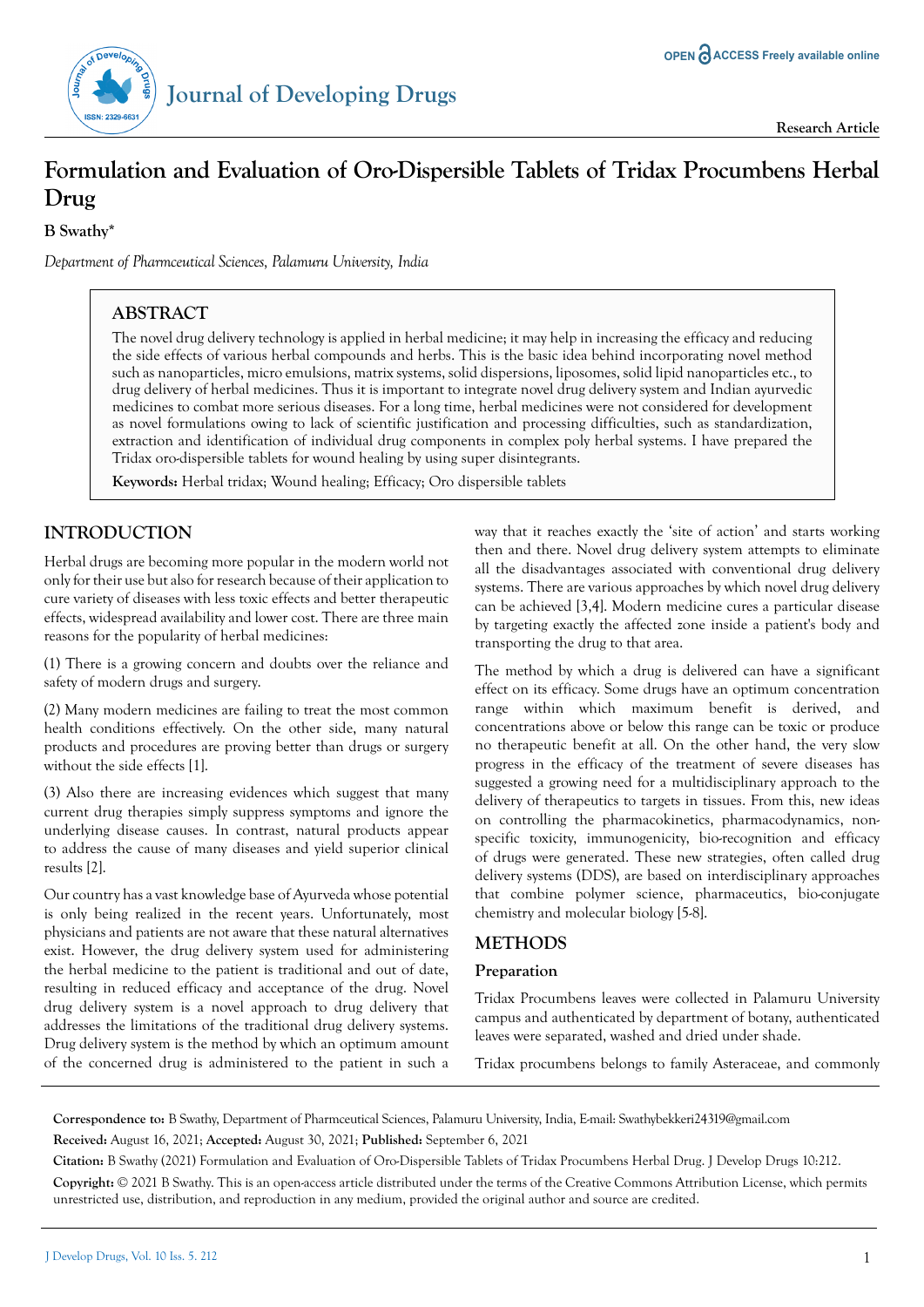Research Article

# Formulation and Evaluation of Oro-Dispersible Tablets of Tridax Procumbens Herbal Drug

**B Swathy***

*Department of Pharmceutical Sciences, Palamuru University, India*

## ABSTRACT

The novel drug delivery technology is applied in herbal medicine; it may help in increasing the efficacy and reducing the side effects of various herbal compounds and herbs. This is the basic idea behind incorporating novel method such as nanoparticles, micro emulsions, matrix systems, solid dispersions, liposomes, solid lipid nanoparticles etc., to drug delivery of herbal medicines. Thus it is important to integrate novel drug delivery system and Indian ayurvedic medicines to combat more serious diseases. For a long time, herbal medicines were not considered for development as novel formulations owing to lack of scientific justification and processing difficulties, such as standardization, extraction and identification of individual drug components in complex poly herbal systems. I have prepared the Tridax oro-dispersible tablets for wound healing by using super disintegrants.

**Keywords:** Herbal tridax; Wound healing; Efficacy; Oro dispersible tablets

## INTRODUCTION

Herbal drugs are becoming more popular in the modern world not only for their use but also for research because of their application to cure variety of diseases with less toxic effects and better therapeutic effects, widespread availability and lower cost. There are three main reasons for the popularity of herbal medicines:

(1) There is a growing concern and doubts over the reliance and safety of modern drugs and surgery.

(2) Many modern medicines are failing to treat the most common health conditions effectively. On the other side, many natural products and procedures are proving better than drugs or surgery without the side effects [1].

(3) Also there are increasing evidences which suggest that many current drug therapies simply suppress symptoms and ignore the underlying disease causes. In contrast, natural products appear to address the cause of many diseases and yield superior clinical results [2].

Our country has a vast knowledge base of Ayurveda whose potential is only being realized in the recent years. Unfortunately, most physicians and patients are not aware that these natural alternatives exist. However, the drug delivery system used for administering the herbal medicine to the patient is traditional and out of date, resulting in reduced efficacy and acceptance of the drug. Novel drug delivery system is a novel approach to drug delivery that addresses the limitations of the traditional drug delivery systems. Drug delivery system is the method by which an optimum amount of the concerned drug is administered to the patient in such a way that it reaches exactly the 'site of action' and starts working then and there. Novel drug delivery system attempts to eliminate all the disadvantages associated with conventional drug delivery systems. There are various approaches by which novel drug delivery can be achieved [3,4]. Modern medicine cures a particular disease by targeting exactly the affected zone inside a patient's body and transporting the drug to that area.

The method by which a drug is delivered can have a significant effect on its efficacy. Some drugs have an optimum concentration range within which maximum benefit is derived, and concentrations above or below this range can be toxic or produce no therapeutic benefit at all. On the other hand, the very slow progress in the efficacy of the treatment of severe diseases has suggested a growing need for a multidisciplinary approach to the delivery of therapeutics to targets in tissues. From this, new ideas on controlling the pharmacokinetics, pharmacodynamics, non-specific toxicity, immunogenicity, bio-recognition and efficacy of drugs were generated. These new strategies, often called drug delivery systems (DDS), are based on interdisciplinary approaches that combine polymer science, pharmaceutics, bio-conjugate chemistry and molecular biology [5-8].

## METHODS

### Preparation

Tridax Procumbens leaves were collected in Palamuru University campus and authenticated by department of botany, authenticated leaves were separated, washed and dried under shade.

Tridax procumbens belongs to family Asteraceae, and commonly

**Correspondence to:** B Swathy, Department of Pharmceutical Sciences, Palamuru University, India, E-mail: Swathybekkeri24319@gmail.com

**Received:** August 16, 2021; **Accepted:** August 30, 2021; **Published:** September 6, 2021

**Citation:** B Swathy (2021) Formulation and Evaluation of Oro-Dispersible Tablets of Tridax Procumbens Herbal Drug. J Develop Drugs 10:212.

**Copyright:** © 2021 B Swathy. This is an open-access article distributed under the terms of the Creative Commons Attribution License, which permits unrestricted use, distribution, and reproduction in any medium, provided the original author and source are credited.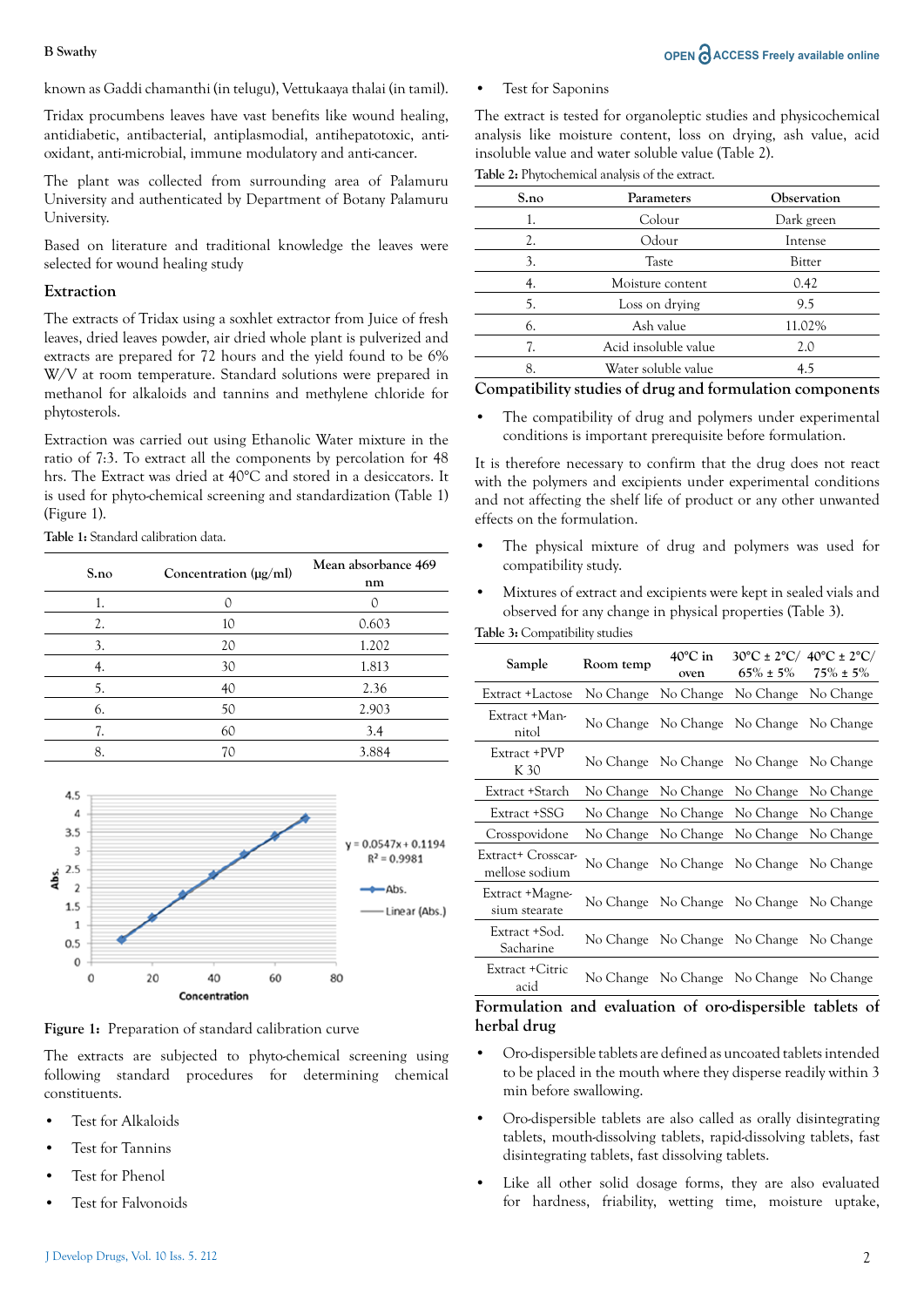known as Gaddi chamanthi (in telugu), Vettukaaya thalai (in tamil).

Tridax procumbens leaves have vast benefits like wound healing, antidiabetic, antibacterial, antiplasmodial, antihepatotoxic, anti-oxidant, anti-microbial, immune modulatory and anti-cancer.

The plant was collected from surrounding area of Palamuru University and authenticated by Department of Botany Palamuru University.

Based on literature and traditional knowledge the leaves were selected for wound healing study

## Extraction

The extracts of Tridax using a soxhlet extractor from Juice of fresh leaves, dried leaves powder, air dried whole plant is pulverized and extracts are prepared for 72 hours and the yield found to be 6% W/V at room temperature. Standard solutions were prepared in methanol for alkaloids and tannins and methylene chloride for phytosterols.

Extraction was carried out using Ethanolic Water mixture in the ratio of 7:3. To extract all the components by percolation for 48 hrs. The Extract was dried at 40°C and stored in a desiccators. It is used for phyto-chemical screening and standardization (Table 1) (Figure 1).

**Table 1:** Standard calibration data.

| S.no | Concentration (μg/ml) | Mean absorbance 469 nm |
|---|---|---|
| 1. | 0 | 0 |
| 2. | 10 | 0.603 |
| 3. | 20 | 1.202 |
| 4. | 30 | 1.813 |
| 5. | 40 | 2.36 |
| 6. | 50 | 2.903 |
| 7. | 60 | 3.4 |
| 8. | 70 | 3.884 |

**Figure 1:** Preparation of standard calibration curve

The extracts are subjected to phyto-chemical screening using following standard procedures for determining chemical constituents.

- Test for Alkaloids
- Test for Tannins
- Test for Phenol
- Test for Falvonoids
- Test for Saponins

The extract is tested for organoleptic studies and physicochemical analysis like moisture content, loss on drying, ash value, acid insoluble value and water soluble value (Table 2).

**Table 2:** Phytochemical analysis of the extract.

| S.no | Parameters | Observation |
|---|---|---|
| 1. | Colour | Dark green |
| 2. | Odour | Intense |
| 3. | Taste | Bitter |
| 4. | Moisture content | 0.42 |
| 5. | Loss on drying | 9.5 |
| 6. | Ash value | 11.02% |
| 7. | Acid insoluble value | 2.0 |
| 8. | Water soluble value | 4.5 |

## Compatibility studies of drug and formulation components

- The compatibility of drug and polymers under experimental conditions is important prerequisite before formulation.

It is therefore necessary to confirm that the drug does not react with the polymers and excipients under experimental conditions and not affecting the shelf life of product or any other unwanted effects on the formulation.

- The physical mixture of drug and polymers was used for compatibility study.
- Mixtures of extract and excipients were kept in sealed vials and observed for any change in physical properties (Table 3).

**Table 3:** Compatibility studies

| Sample | Room temp | 40°C in oven | 30°C ± 2°C/ 65% ± 5% | 40°C ± 2°C/ 75% ± 5% |
|---|---|---|---|---|
| Extract +Lactose | No Change | No Change | No Change | No Change |
| Extract +Mannitol | No Change | No Change | No Change | No Change |
| Extract +PVP K 30 | No Change | No Change | No Change | No Change |
| Extract +Starch | No Change | No Change | No Change | No Change |
| Extract +SSG | No Change | No Change | No Change | No Change |
| Crosspovidone | No Change | No Change | No Change | No Change |
| Extract+ Crosscarmellose sodium | No Change | No Change | No Change | No Change |
| Extract +Magnesium stearate | No Change | No Change | No Change | No Change |
| Extract +Sod. Sacharine | No Change | No Change | No Change | No Change |
| Extract +Citric acid | No Change | No Change | No Change | No Change |

## Formulation and evaluation of oro-dispersible tablets of herbal drug

- Oro-dispersible tablets are defined as uncoated tablets intended to be placed in the mouth where they disperse readily within 3 min before swallowing.
- Oro-dispersible tablets are also called as orally disintegrating tablets, mouth-dissolving tablets, rapid-dissolving tablets, fast disintegrating tablets, fast dissolving tablets.
- Like all other solid dosage forms, they are also evaluated for hardness, friability, wetting time, moisture uptake,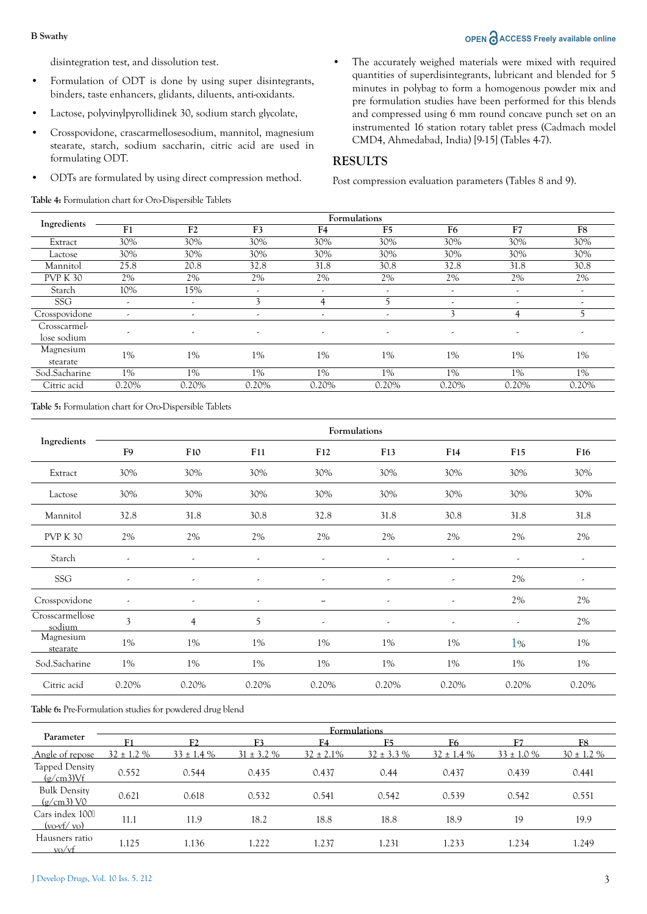disintegration test, and dissolution test.

- Formulation of ODT is done by using super disintegrants, binders, taste enhancers, glidants, diluents, anti-oxidants.
- Lactose, polyvinylpyrollidinek 30, sodium starch glycolate,
- Crosspovidone, crascarmellosesodium, mannitol, magnesium stearate, starch, sodium saccharin, citric acid are used in formulating ODT.
- ODTs are formulated by using direct compression method.
- The accurately weighed materials were mixed with required quantities of superdisintegrants, lubricant and blended for 5 minutes in polybag to form a homogenous powder mix and pre formulation studies have been performed for this blends and compressed using 6 mm round concave punch set on an instrumented 16 station rotary tablet press (Cadmach model CMD4, Ahmedabad, India) [9-15] (Tables 4-7).

## RESULTS

Post compression evaluation parameters (Tables 8 and 9).

**Table 4:** Formulation chart for Oro-Dispersible Tablets

| Ingredients | Formulations | | | | | | | |
|---|---|---|---|---|---|---|---|---|
| | F1 | F2 | F3 | F4 | F5 | F6 | F7 | F8 |
| Extract | 30% | 30% | 30% | 30% | 30% | 30% | 30% | 30% |
| Lactose | 30% | 30% | 30% | 30% | 30% | 30% | 30% | 30% |
| Mannitol | 25.8 | 20.8 | 32.8 | 31.8 | 30.8 | 32.8 | 31.8 | 30.8 |
| PVP K 30 | 2% | 2% | 2% | 2% | 2% | 2% | 2% | 2% |
| Starch | 10% | 15% | - | - | - | - | - | - |
| SSG | - | - | 3 | 4 | 5 | - | - | - |
| Crosspovidone | - | - | - | - | - | 3 | 4 | 5 |
| Crosscarmel-lose sodium | - | - | - | - | - | - | - | - |
| Magnesium stearate | 1% | 1% | 1% | 1% | 1% | 1% | 1% | 1% |
| Sod.Sacharine | 1% | 1% | 1% | 1% | 1% | 1% | 1% | 1% |
| Citric acid | 0.20% | 0.20% | 0.20% | 0.20% | 0.20% | 0.20% | 0.20% | 0.20% |

**Table 5:** Formulation chart for Oro-Dispersible Tablets

| Ingredients | Formulations | | | | | | | |
|---|---|---|---|---|---|---|---|---|
| | F9 | F10 | F11 | F12 | F13 | F14 | F15 | F16 |
| Extract | 30% | 30% | 30% | 30% | 30% | 30% | 30% | 30% |
| Lactose | 30% | 30% | 30% | 30% | 30% | 30% | 30% | 30% |
| Mannitol | 32.8 | 31.8 | 30.8 | 32.8 | 31.8 | 30.8 | 31.8 | 31.8 |
| PVP K 30 | 2% | 2% | 2% | 2% | 2% | 2% | 2% | 2% |
| Starch | - | - | - | - | - | - | - | - |
| SSG | - | - | - | - | - | - | 2% | - |
| Crosspovidone | - | - | - | ~ | - | - | 2% | 2% |
| Crosscarmellose sodium | 3 | 4 | 5 | - | - | - | - | 2% |
| Magnesium stearate | 1% | 1% | 1% | 1% | 1% | 1% | 1% | 1% |
| Sod.Sacharine | 1% | 1% | 1% | 1% | 1% | 1% | 1% | 1% |
| Citric acid | 0.20% | 0.20% | 0.20% | 0.20% | 0.20% | 0.20% | 0.20% | 0.20% |

**Table 6:** Pre-Formulation studies for powdered drug blend

| Parameter | Formulations | | | | | | | |
|---|---|---|---|---|---|---|---|---|
| | F1 | F2 | F3 | F4 | F5 | F6 | F7 | F8 |
| Angle of repose | 32 ± 1.2 % | 33 ± 1.4 % | 31 ± 3.2 % | 32 ± 2.1% | 32 ± 3.3 % | 32 ± 1.4 % | 33 ± 1.0 % | 30 ± 1.2 % |
| Tapped Density (g/cm3)Vf | 0.552 | 0.544 | 0.435 | 0.437 | 0.44 | 0.437 | 0.439 | 0.441 |
| Bulk Density (g/cm3) V0 | 0.621 | 0.618 | 0.532 | 0.541 | 0.542 | 0.539 | 0.542 | 0.551 |
| Cars index 100 (vo-vf/ vo) | 11.1 | 11.9 | 18.2 | 18.8 | 18.8 | 18.9 | 19 | 19.9 |
| Hausners ratio vo/vf | 1.125 | 1.136 | 1.222 | 1.237 | 1.231 | 1.233 | 1.234 | 1.249 |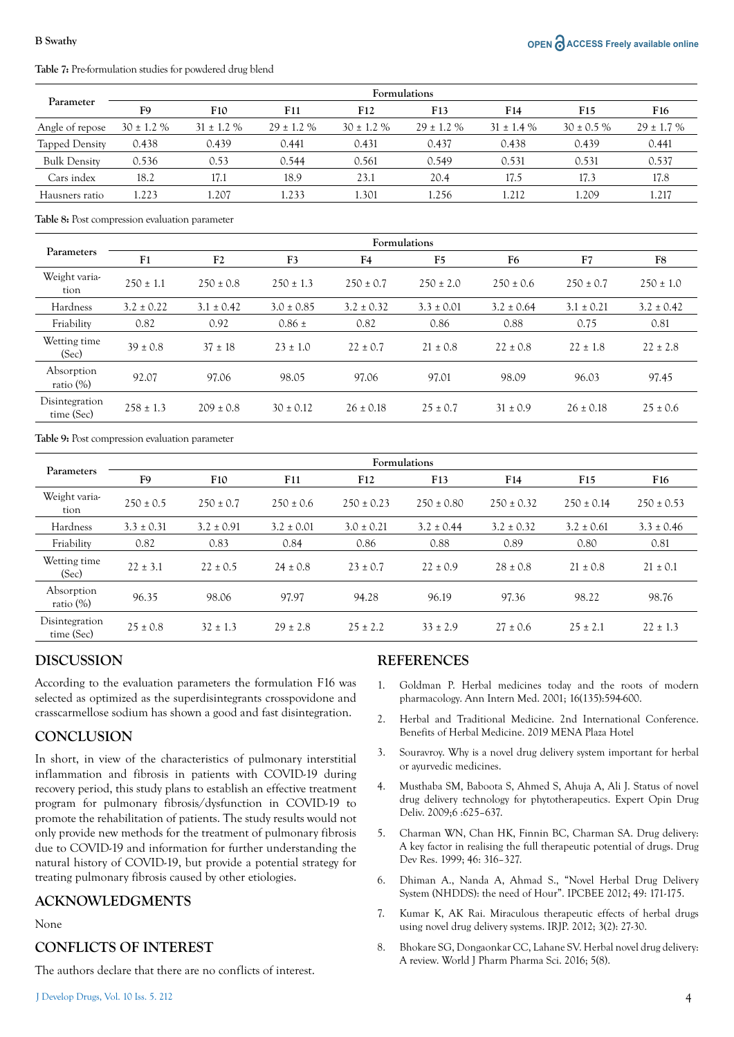**Table 7:** Pre-formulation studies for powdered drug blend

| Parameter | Formulations | | | | | | | |
|---|---|---|---|---|---|---|---|---|
| | F9 | F10 | F11 | F12 | F13 | F14 | F15 | F16 |
| Angle of repose | 30 ± 1.2 % | 31 ± 1.2 % | 29 ± 1.2 % | 30 ± 1.2 % | 29 ± 1.2 % | 31 ± 1.4 % | 30 ± 0.5 % | 29 ± 1.7 % |
| Tapped Density | 0.438 | 0.439 | 0.441 | 0.431 | 0.437 | 0.438 | 0.439 | 0.441 |
| Bulk Density | 0.536 | 0.53 | 0.544 | 0.561 | 0.549 | 0.531 | 0.531 | 0.537 |
| Cars index | 18.2 | 17.1 | 18.9 | 23.1 | 20.4 | 17.5 | 17.3 | 17.8 |
| Hausners ratio | 1.223 | 1.207 | 1.233 | 1.301 | 1.256 | 1.212 | 1.209 | 1.217 |

**Table 8:** Post compression evaluation parameter

| Parameters | Formulations | | | | | | | |
|---|---|---|---|---|---|---|---|---|
| | F1 | F2 | F3 | F4 | F5 | F6 | F7 | F8 |
| Weight variation | 250 ± 1.1 | 250 ± 0.8 | 250 ± 1.3 | 250 ± 0.7 | 250 ± 2.0 | 250 ± 0.6 | 250 ± 0.7 | 250 ± 1.0 |
| Hardness | 3.2 ± 0.22 | 3.1 ± 0.42 | 3.0 ± 0.85 | 3.2 ± 0.32 | 3.3 ± 0.01 | 3.2 ± 0.64 | 3.1 ± 0.21 | 3.2 ± 0.42 |
| Friability | 0.82 | 0.92 | 0.86 ± | 0.82 | 0.86 | 0.88 | 0.75 | 0.81 |
| Wetting time (Sec) | 39 ± 0.8 | 37 ± 18 | 23 ± 1.0 | 22 ± 0.7 | 21 ± 0.8 | 22 ± 0.8 | 22 ± 1.8 | 22 ± 2.8 |
| Absorption ratio (%) | 92.07 | 97.06 | 98.05 | 97.06 | 97.01 | 98.09 | 96.03 | 97.45 |
| Disintegration time (Sec) | 258 ± 1.3 | 209 ± 0.8 | 30 ± 0.12 | 26 ± 0.18 | 25 ± 0.7 | 31 ± 0.9 | 26 ± 0.18 | 25 ± 0.6 |

**Table 9:** Post compression evaluation parameter

| Parameters | Formulations | | | | | | | |
|---|---|---|---|---|---|---|---|---|
| | F9 | F10 | F11 | F12 | F13 | F14 | F15 | F16 |
| Weight variation | 250 ± 0.5 | 250 ± 0.7 | 250 ± 0.6 | 250 ± 0.23 | 250 ± 0.80 | 250 ± 0.32 | 250 ± 0.14 | 250 ± 0.53 |
| Hardness | 3.3 ± 0.31 | 3.2 ± 0.91 | 3.2 ± 0.01 | 3.0 ± 0.21 | 3.2 ± 0.44 | 3.2 ± 0.32 | 3.2 ± 0.61 | 3.3 ± 0.46 |
| Friability | 0.82 | 0.83 | 0.84 | 0.86 | 0.88 | 0.89 | 0.80 | 0.81 |
| Wetting time (Sec) | 22 ± 3.1 | 22 ± 0.5 | 24 ± 0.8 | 23 ± 0.7 | 22 ± 0.9 | 28 ± 0.8 | 21 ± 0.8 | 21 ± 0.1 |
| Absorption ratio (%) | 96.35 | 98.06 | 97.97 | 94.28 | 96.19 | 97.36 | 98.22 | 98.76 |
| Disintegration time (Sec) | 25 ± 0.8 | 32 ± 1.3 | 29 ± 2.8 | 25 ± 2.2 | 33 ± 2.9 | 27 ± 0.6 | 25 ± 2.1 | 22 ± 1.3 |

## DISCUSSION

According to the evaluation parameters the formulation F16 was selected as optimized as the superdisintegrants crosspovidone and crasscarmellose sodium has shown a good and fast disintegration.

## CONCLUSION

In short, in view of the characteristics of pulmonary interstitial inflammation and fibrosis in patients with COVID-19 during recovery period, this study plans to establish an effective treatment program for pulmonary fibrosis/dysfunction in COVID-19 to promote the rehabilitation of patients. The study results would not only provide new methods for the treatment of pulmonary fibrosis due to COVID-19 and information for further understanding the natural history of COVID-19, but provide a potential strategy for treating pulmonary fibrosis caused by other etiologies.

## ACKNOWLEDGMENTS

None

## CONFLICTS OF INTEREST

The authors declare that there are no conflicts of interest.

## REFERENCES

1. Goldman P. Herbal medicines today and the roots of modern pharmacology. Ann Intern Med. 2001; 16(135):594-600.
2. Herbal and Traditional Medicine. 2nd International Conference. Benefits of Herbal Medicine. 2019 MENA Plaza Hotel
3. Souravroy. Why is a novel drug delivery system important for herbal or ayurvedic medicines.
4. Musthaba SM, Baboota S, Ahmed S, Ahuja A, Ali J. Status of novel drug delivery technology for phytotherapeutics. Expert Opin Drug Deliv. 2009;6 :625–637.
5. Charman WN, Chan HK, Finnin BC, Charman SA. Drug delivery: A key factor in realising the full therapeutic potential of drugs. Drug Dev Res. 1999; 46: 316–327.
6. Dhiman A., Nanda A, Ahmad S., "Novel Herbal Drug Delivery System (NHDDS): the need of Hour". IPCBEE 2012; 49: 171-175.
7. Kumar K, AK Rai. Miraculous therapeutic effects of herbal drugs using novel drug delivery systems. IRJP. 2012; 3(2): 27-30.
8. Bhokare SG, Dongaonkar CC, Lahane SV. Herbal novel drug delivery: A review. World J Pharm Pharma Sci. 2016; 5(8).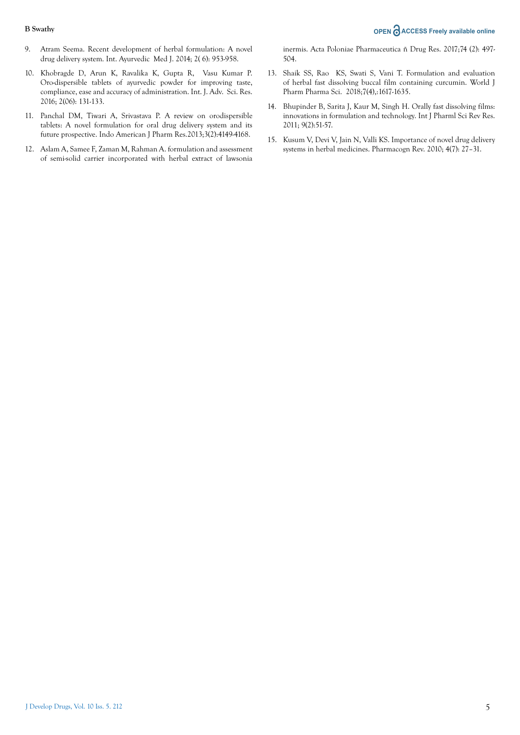9. Atram Seema. Recent development of herbal formulation: A novel drug delivery system. Int. Ayurvedic Med J. 2014; 2( 6): 953-958.

10. Khobragde D, Arun K, Ravalika K, Gupta R, Vasu Kumar P. Oro-dispersible tablets of ayurvedic powder for improving taste, compliance, ease and accuracy of administration. Int. J. Adv. Sci. Res. 2016; 2(06): 131-133.

11. Panchal DM, Tiwari A, Srivastava P. A review on orodispersible tablets: A novel formulation for oral drug delivery system and its future prospective. Indo American J Pharm Res.2013;3(2):4149-4168.

12. Aslam A, Samee F, Zaman M, Rahman A. formulation and assessment of semi-solid carrier incorporated with herbal extract of lawsonia inermis. Acta Poloniae Pharmaceutica ñ Drug Res. 2017;74 (2): 497-504.

13. Shaik SS, Rao KS, Swati S, Vani T. Formulation and evaluation of herbal fast dissolving buccal film containing curcumin. World J Pharm Pharma Sci. 2018;7(4),:1617-1635.

14. Bhupinder B, Sarita J, Kaur M, Singh H. Orally fast dissolving films: innovations in formulation and technology. Int J Pharml Sci Rev Res. 2011; 9(2):51-57.

15. Kusum V, Devi V, Jain N, Valli KS. Importance of novel drug delivery systems in herbal medicines. Pharmacogn Rev. 2010; 4(7): 27–31.